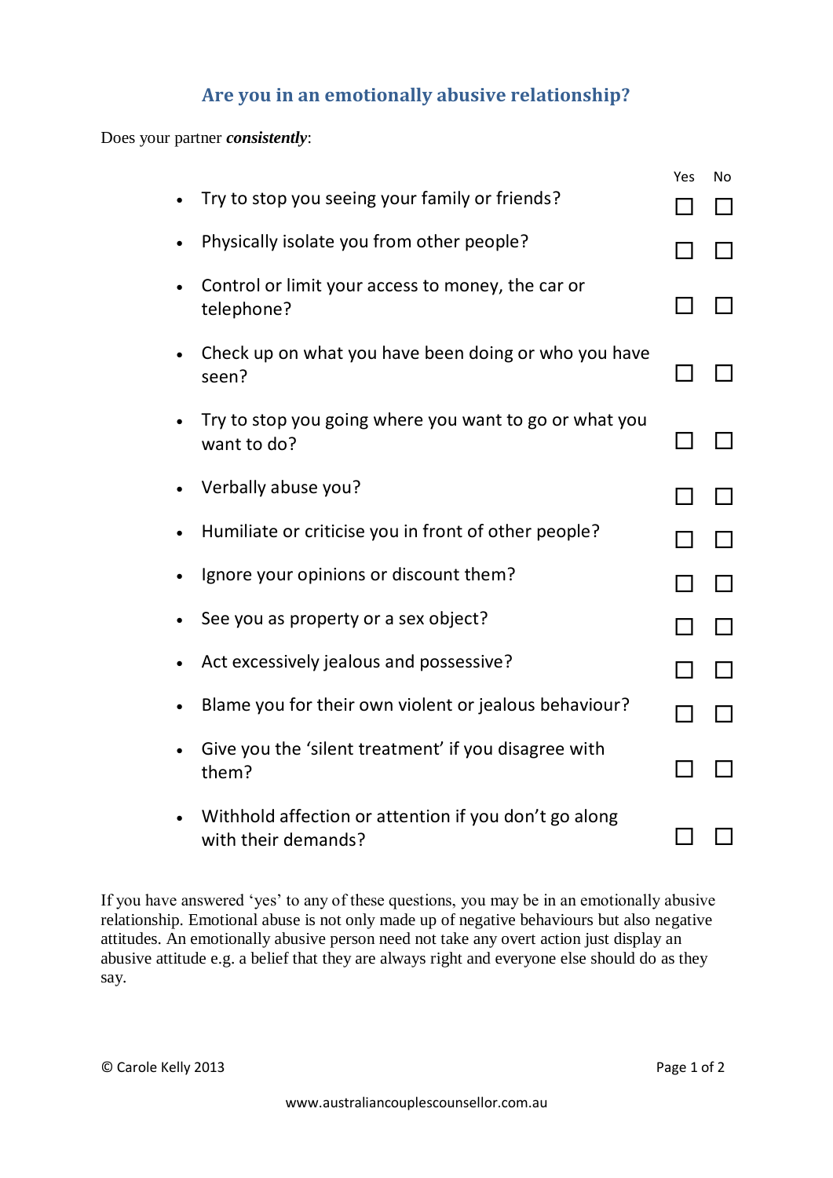## Are you in an emotionally abusive relationship?

Does your partner ***consistently***:

| | Yes | No |
|---|---|---|
| • Try to stop you seeing your family or friends? | ☐ | ☐ |
| • Physically isolate you from other people? | ☐ | ☐ |
| • Control or limit your access to money, the car or telephone? | ☐ | ☐ |
| • Check up on what you have been doing or who you have seen? | ☐ | ☐ |
| • Try to stop you going where you want to go or what you want to do? | ☐ | ☐ |
| • Verbally abuse you? | ☐ | ☐ |
| • Humiliate or criticise you in front of other people? | ☐ | ☐ |
| • Ignore your opinions or discount them? | ☐ | ☐ |
| • See you as property or a sex object? | ☐ | ☐ |
| • Act excessively jealous and possessive? | ☐ | ☐ |
| • Blame you for their own violent or jealous behaviour? | ☐ | ☐ |
| • Give you the 'silent treatment' if you disagree with them? | ☐ | ☐ |
| • Withhold affection or attention if you don't go along with their demands? | ☐ | ☐ |

If you have answered 'yes' to any of these questions, you may be in an emotionally abusive relationship. Emotional abuse is not only made up of negative behaviours but also negative attitudes. An emotionally abusive person need not take any overt action just display an abusive attitude e.g. a belief that they are always right and everyone else should do as they say.

© Carole Kelly 2013

www.australiancouplescounsellor.com.au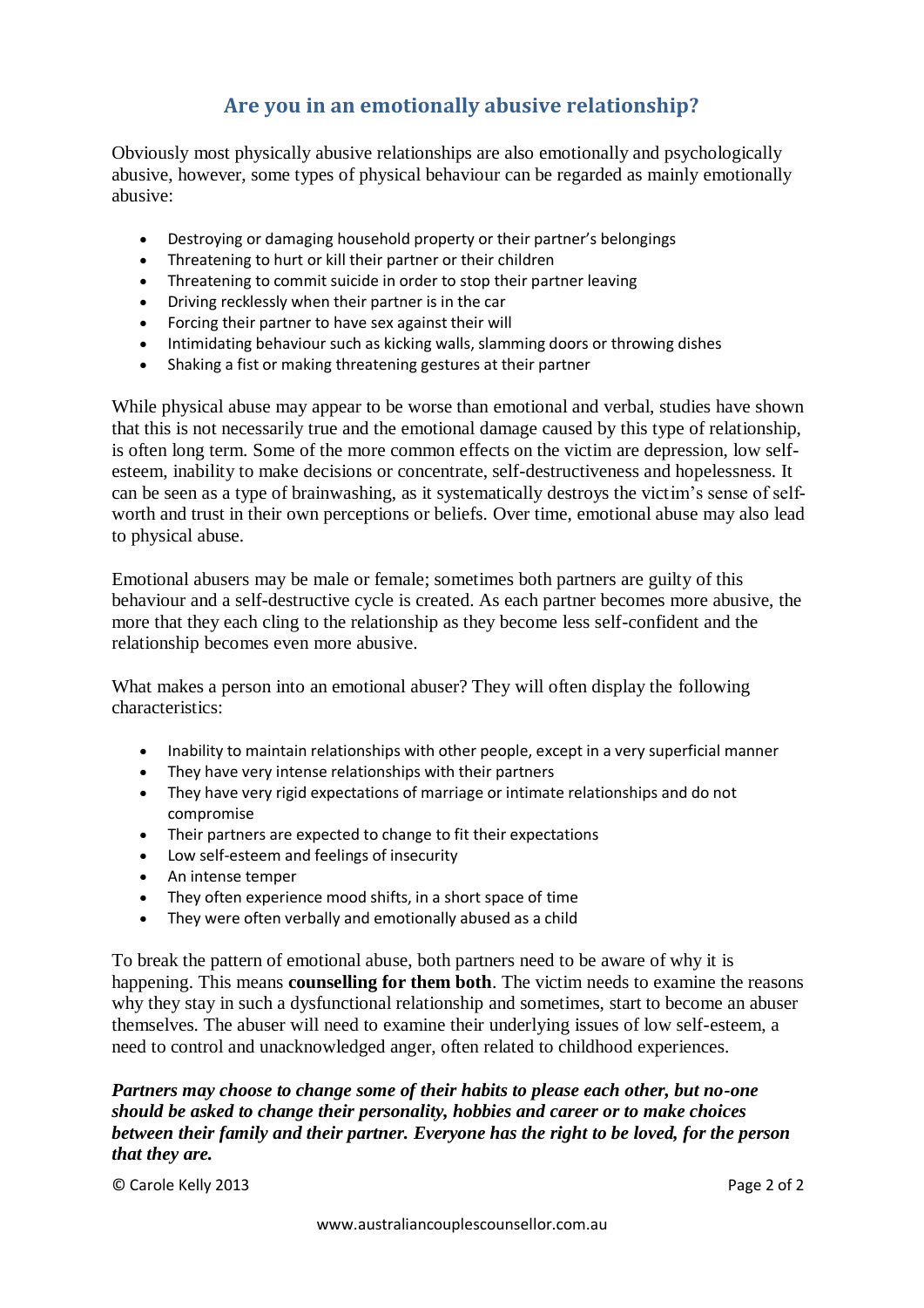## Are you in an emotionally abusive relationship?

Obviously most physically abusive relationships are also emotionally and psychologically abusive, however, some types of physical behaviour can be regarded as mainly emotionally abusive:

- Destroying or damaging household property or their partner's belongings
- Threatening to hurt or kill their partner or their children
- Threatening to commit suicide in order to stop their partner leaving
- Driving recklessly when their partner is in the car
- Forcing their partner to have sex against their will
- Intimidating behaviour such as kicking walls, slamming doors or throwing dishes
- Shaking a fist or making threatening gestures at their partner

While physical abuse may appear to be worse than emotional and verbal, studies have shown that this is not necessarily true and the emotional damage caused by this type of relationship, is often long term. Some of the more common effects on the victim are depression, low self-esteem, inability to make decisions or concentrate, self-destructiveness and hopelessness. It can be seen as a type of brainwashing, as it systematically destroys the victim's sense of self-worth and trust in their own perceptions or beliefs. Over time, emotional abuse may also lead to physical abuse.

Emotional abusers may be male or female; sometimes both partners are guilty of this behaviour and a self-destructive cycle is created. As each partner becomes more abusive, the more that they each cling to the relationship as they become less self-confident and the relationship becomes even more abusive.

What makes a person into an emotional abuser? They will often display the following characteristics:

- Inability to maintain relationships with other people, except in a very superficial manner
- They have very intense relationships with their partners
- They have very rigid expectations of marriage or intimate relationships and do not compromise
- Their partners are expected to change to fit their expectations
- Low self-esteem and feelings of insecurity
- An intense temper
- They often experience mood shifts, in a short space of time
- They were often verbally and emotionally abused as a child

To break the pattern of emotional abuse, both partners need to be aware of why it is happening. This means **counselling for them both**. The victim needs to examine the reasons why they stay in such a dysfunctional relationship and sometimes, start to become an abuser themselves. The abuser will need to examine their underlying issues of low self-esteem, a need to control and unacknowledged anger, often related to childhood experiences.

***Partners may choose to change some of their habits to please each other, but no-one should be asked to change their personality, hobbies and career or to make choices between their family and their partner. Everyone has the right to be loved, for the person that they are.***

© Carole Kelly 2013

www.australiancouplescounsellor.com.au